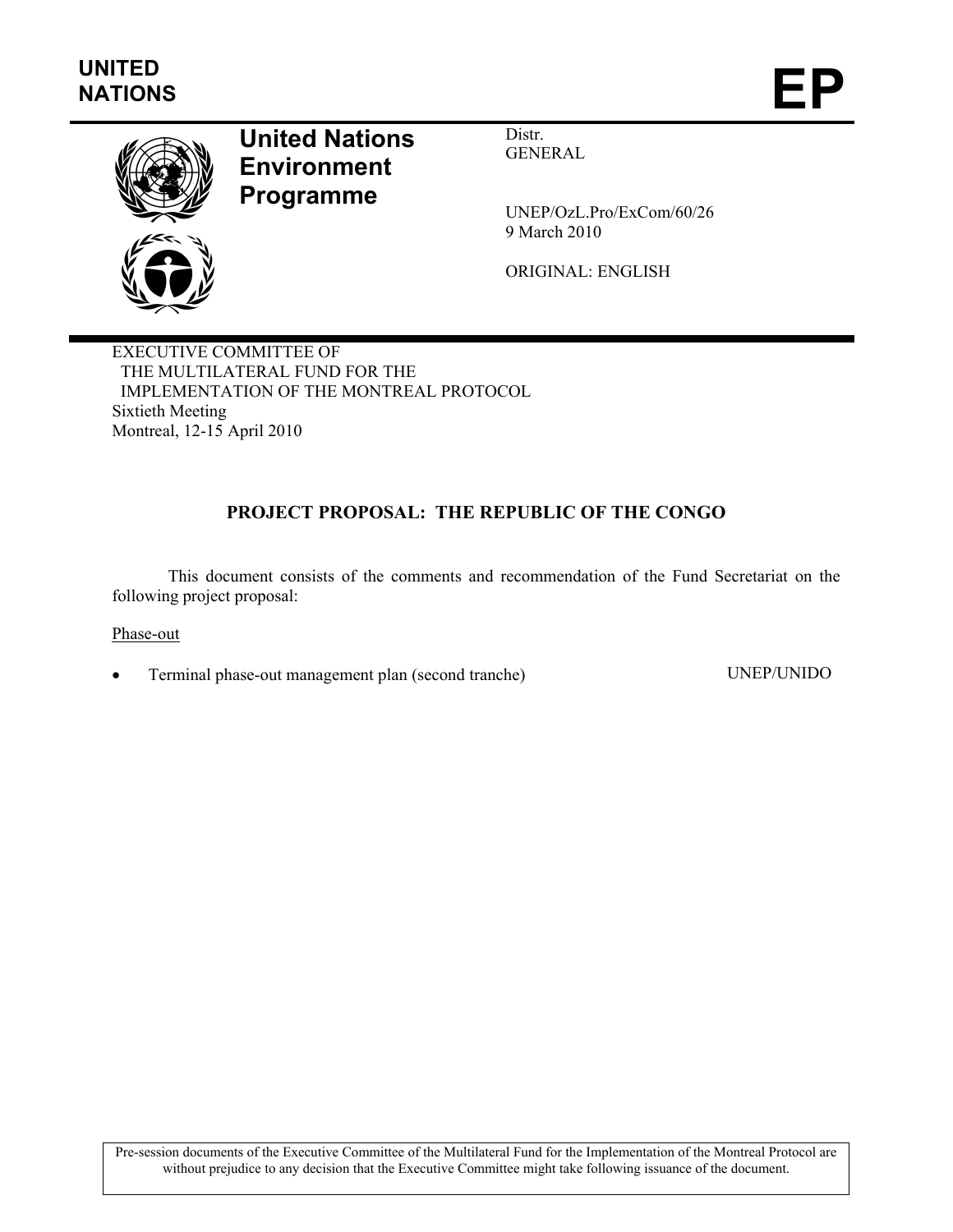**UNITED NATIONS** **EP**

# United Nations Environment Programme

Distr.
GENERAL

UNEP/OzL.Pro/ExCom/60/26
9 March 2010

ORIGINAL: ENGLISH

EXECUTIVE COMMITTEE OF
THE MULTILATERAL FUND FOR THE
IMPLEMENTATION OF THE MONTREAL PROTOCOL
Sixtieth Meeting
Montreal, 12-15 April 2010

## PROJECT PROPOSAL: THE REPUBLIC OF THE CONGO

This document consists of the comments and recommendation of the Fund Secretariat on the following project proposal:

Phase-out

- Terminal phase-out management plan (second tranche) UNEP/UNIDO

Pre-session documents of the Executive Committee of the Multilateral Fund for the Implementation of the Montreal Protocol are without prejudice to any decision that the Executive Committee might take following issuance of the document.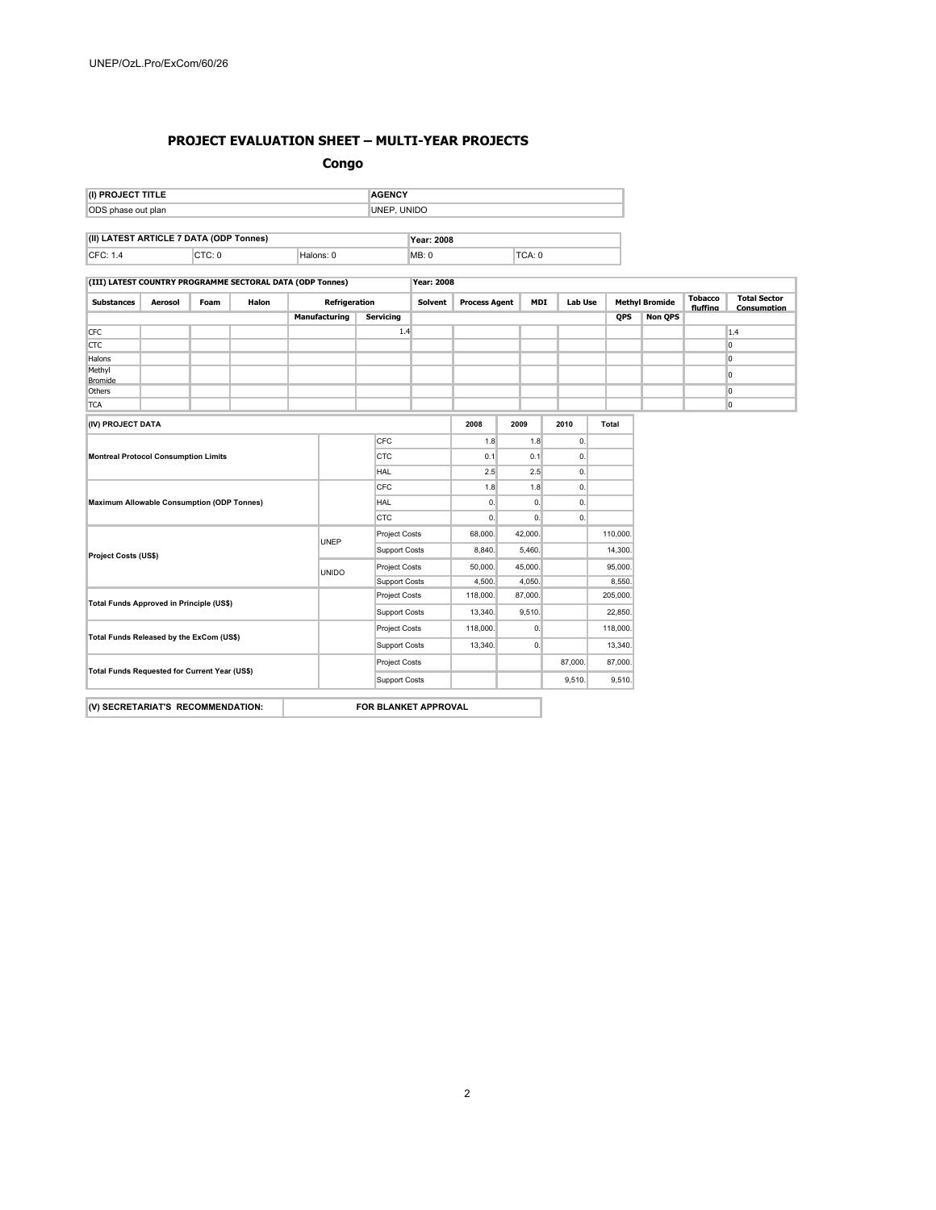## PROJECT EVALUATION SHEET – MULTI-YEAR PROJECTS

### Congo

| (I) PROJECT TITLE | AGENCY |
|---|---|
| ODS phase out plan | UNEP, UNIDO |

| (II) LATEST ARTICLE 7 DATA (ODP Tonnes) | | | Year: 2008 | |
|---|---|---|---|---|
| CFC: 1.4 | CTC: 0 | Halons: 0 | MB: 0 | TCA: 0 |

| (III) LATEST COUNTRY PROGRAMME SECTORAL DATA (ODP Tonnes) | | | | | | Year: 2008 | | | | | | | |
|---|---|---|---|---|---|---|---|---|---|---|---|---|---|
| Substances | Aerosol | Foam | Halon | Refrigeration | | Solvent | Process Agent | MDI | Lab Use | Methyl Bromide | | Tobacco fluffing | Total Sector Consumption |
| | | | | Manufacturing | Servicing | | | | | QPS | Non QPS | | |
| CFC | | | | | 1.4 | | | | | | | | 1.4 |
| CTC | | | | | | | | | | | | | 0 |
| Halons | | | | | | | | | | | | | 0 |
| Methyl Bromide | | | | | | | | | | | | | 0 |
| Others | | | | | | | | | | | | | 0 |
| TCA | | | | | | | | | | | | | 0 |

| (IV) PROJECT DATA | | | 2008 | 2009 | 2010 | Total |
|---|---|---|---|---|---|---|
| Montreal Protocol Consumption Limits | | CFC | 1.8 | 1.8 | 0. | |
| | | CTC | 0.1 | 0.1 | 0. | |
| | | HAL | 2.5 | 2.5 | 0. | |
| Maximum Allowable Consumption (ODP Tonnes) | | CFC | 1.8 | 1.8 | 0. | |
| | | HAL | 0. | 0. | 0. | |
| | | CTC | 0. | 0. | 0. | |
| Project Costs (US$) | UNEP | Project Costs | 68,000. | 42,000. | | 110,000. |
| | | Support Costs | 8,840. | 5,460. | | 14,300. |
| | UNIDO | Project Costs | 50,000. | 45,000. | | 95,000. |
| | | Support Costs | 4,500. | 4,050. | | 8,550. |
| Total Funds Approved in Principle (US$) | | Project Costs | 118,000. | 87,000. | | 205,000. |
| | | Support Costs | 13,340. | 9,510. | | 22,850. |
| Total Funds Released by the ExCom (US$) | | Project Costs | 118,000. | 0. | | 118,000. |
| | | Support Costs | 13,340. | 0. | | 13,340. |
| Total Funds Requested for Current Year (US$) | | Project Costs | | | 87,000. | 87,000. |
| | | Support Costs | | | 9,510. | 9,510. |

| (V) SECRETARIAT'S RECOMMENDATION: | FOR BLANKET APPROVAL |
|---|---|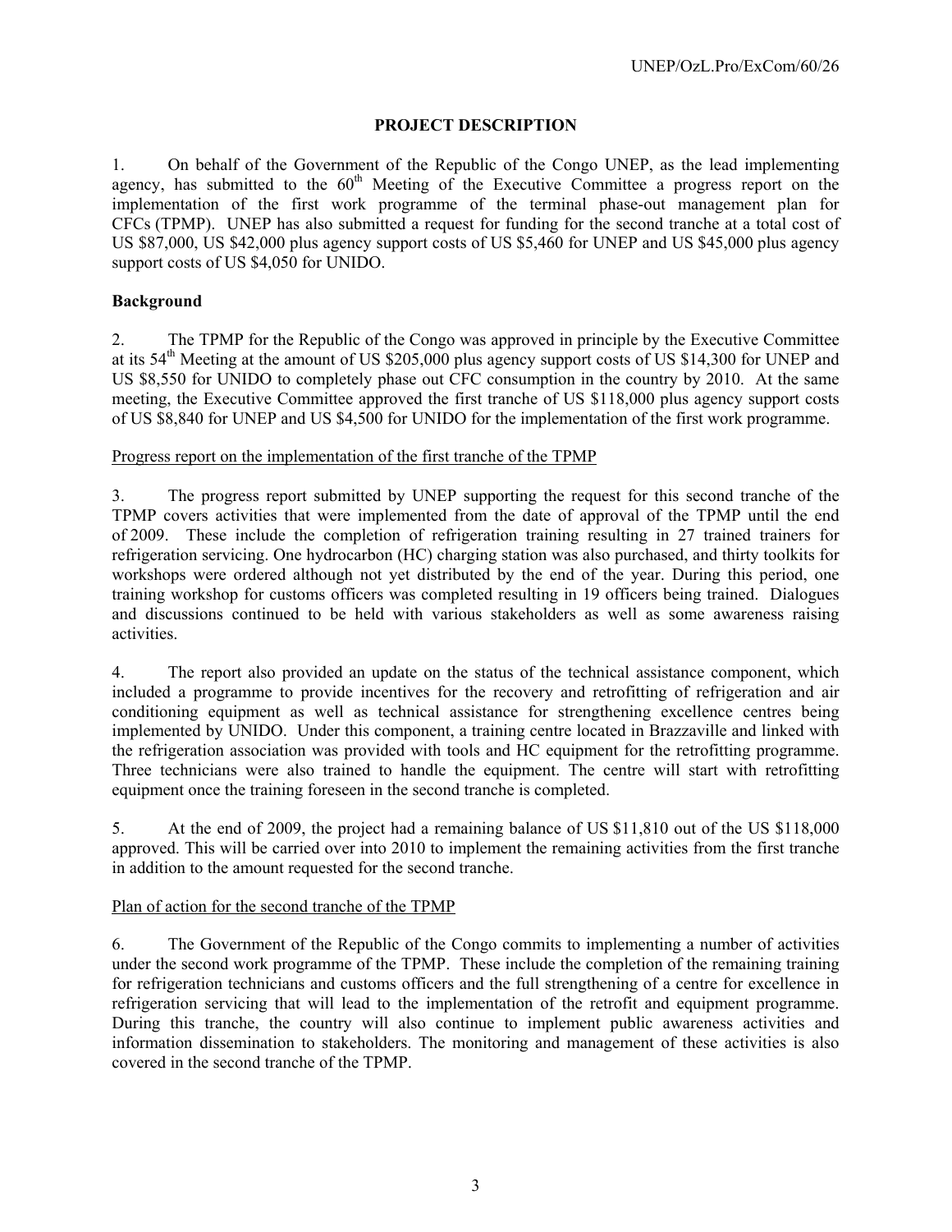## PROJECT DESCRIPTION

1. On behalf of the Government of the Republic of the Congo UNEP, as the lead implementing agency, has submitted to the 60th Meeting of the Executive Committee a progress report on the implementation of the first work programme of the terminal phase-out management plan for CFCs (TPMP). UNEP has also submitted a request for funding for the second tranche at a total cost of US $87,000, US $42,000 plus agency support costs of US $5,460 for UNEP and US $45,000 plus agency support costs of US $4,050 for UNIDO.

### Background

2. The TPMP for the Republic of the Congo was approved in principle by the Executive Committee at its 54th Meeting at the amount of US $205,000 plus agency support costs of US $14,300 for UNEP and US $8,550 for UNIDO to completely phase out CFC consumption in the country by 2010. At the same meeting, the Executive Committee approved the first tranche of US $118,000 plus agency support costs of US $8,840 for UNEP and US $4,500 for UNIDO for the implementation of the first work programme.

Progress report on the implementation of the first tranche of the TPMP

3. The progress report submitted by UNEP supporting the request for this second tranche of the TPMP covers activities that were implemented from the date of approval of the TPMP until the end of 2009. These include the completion of refrigeration training resulting in 27 trained trainers for refrigeration servicing. One hydrocarbon (HC) charging station was also purchased, and thirty toolkits for workshops were ordered although not yet distributed by the end of the year. During this period, one training workshop for customs officers was completed resulting in 19 officers being trained. Dialogues and discussions continued to be held with various stakeholders as well as some awareness raising activities.

4. The report also provided an update on the status of the technical assistance component, which included a programme to provide incentives for the recovery and retrofitting of refrigeration and air conditioning equipment as well as technical assistance for strengthening excellence centres being implemented by UNIDO. Under this component, a training centre located in Brazzaville and linked with the refrigeration association was provided with tools and HC equipment for the retrofitting programme. Three technicians were also trained to handle the equipment. The centre will start with retrofitting equipment once the training foreseen in the second tranche is completed.

5. At the end of 2009, the project had a remaining balance of US $11,810 out of the US $118,000 approved. This will be carried over into 2010 to implement the remaining activities from the first tranche in addition to the amount requested for the second tranche.

Plan of action for the second tranche of the TPMP

6. The Government of the Republic of the Congo commits to implementing a number of activities under the second work programme of the TPMP. These include the completion of the remaining training for refrigeration technicians and customs officers and the full strengthening of a centre for excellence in refrigeration servicing that will lead to the implementation of the retrofit and equipment programme. During this tranche, the country will also continue to implement public awareness activities and information dissemination to stakeholders. The monitoring and management of these activities is also covered in the second tranche of the TPMP.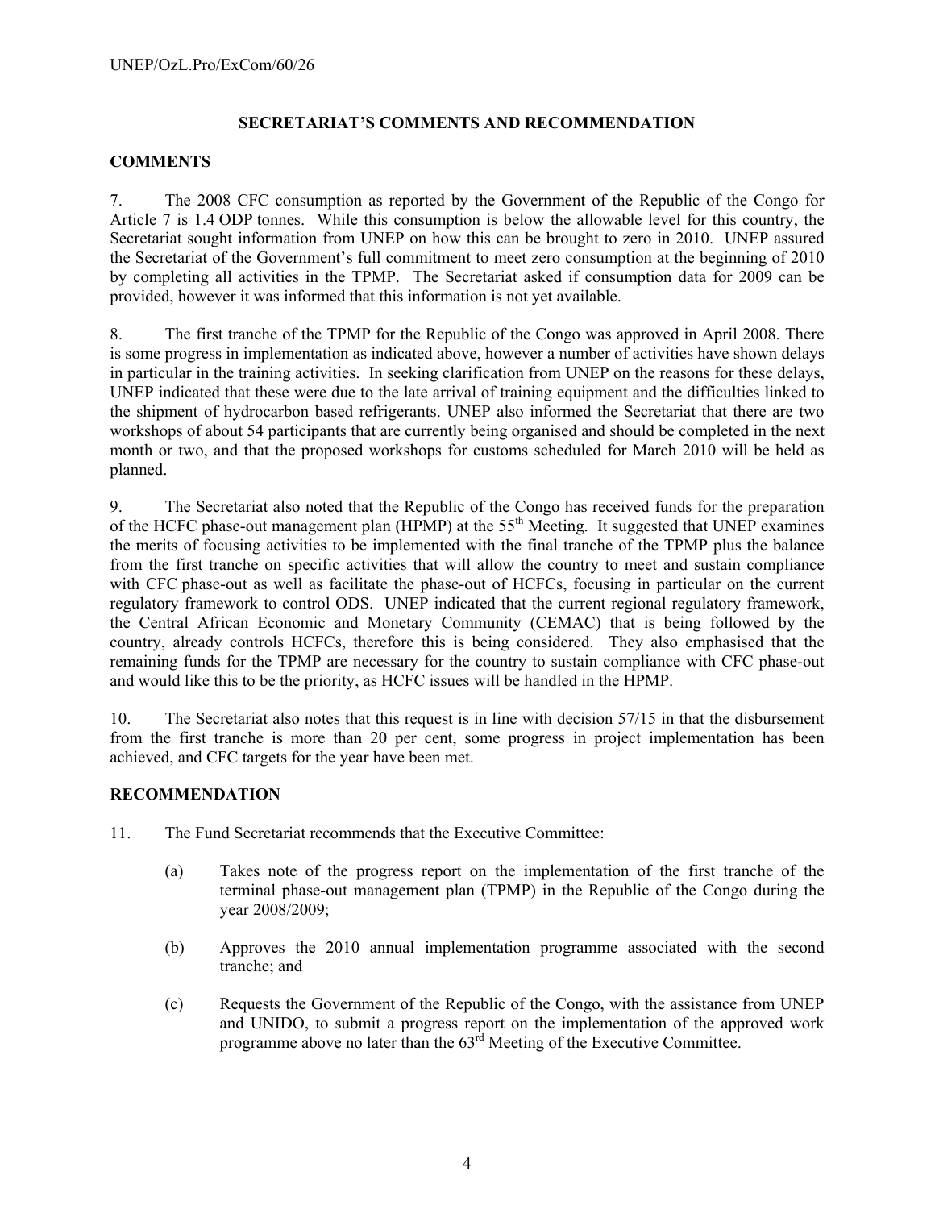**SECRETARIAT'S COMMENTS AND RECOMMENDATION**

**COMMENTS**

7. The 2008 CFC consumption as reported by the Government of the Republic of the Congo for Article 7 is 1.4 ODP tonnes. While this consumption is below the allowable level for this country, the Secretariat sought information from UNEP on how this can be brought to zero in 2010. UNEP assured the Secretariat of the Government's full commitment to meet zero consumption at the beginning of 2010 by completing all activities in the TPMP. The Secretariat asked if consumption data for 2009 can be provided, however it was informed that this information is not yet available.

8. The first tranche of the TPMP for the Republic of the Congo was approved in April 2008. There is some progress in implementation as indicated above, however a number of activities have shown delays in particular in the training activities. In seeking clarification from UNEP on the reasons for these delays, UNEP indicated that these were due to the late arrival of training equipment and the difficulties linked to the shipment of hydrocarbon based refrigerants. UNEP also informed the Secretariat that there are two workshops of about 54 participants that are currently being organised and should be completed in the next month or two, and that the proposed workshops for customs scheduled for March 2010 will be held as planned.

9. The Secretariat also noted that the Republic of the Congo has received funds for the preparation of the HCFC phase-out management plan (HPMP) at the 55th Meeting. It suggested that UNEP examines the merits of focusing activities to be implemented with the final tranche of the TPMP plus the balance from the first tranche on specific activities that will allow the country to meet and sustain compliance with CFC phase-out as well as facilitate the phase-out of HCFCs, focusing in particular on the current regulatory framework to control ODS. UNEP indicated that the current regional regulatory framework, the Central African Economic and Monetary Community (CEMAC) that is being followed by the country, already controls HCFCs, therefore this is being considered. They also emphasised that the remaining funds for the TPMP are necessary for the country to sustain compliance with CFC phase-out and would like this to be the priority, as HCFC issues will be handled in the HPMP.

10. The Secretariat also notes that this request is in line with decision 57/15 in that the disbursement from the first tranche is more than 20 per cent, some progress in project implementation has been achieved, and CFC targets for the year have been met.

**RECOMMENDATION**

11. The Fund Secretariat recommends that the Executive Committee:

(a) Takes note of the progress report on the implementation of the first tranche of the terminal phase-out management plan (TPMP) in the Republic of the Congo during the year 2008/2009;

(b) Approves the 2010 annual implementation programme associated with the second tranche; and

(c) Requests the Government of the Republic of the Congo, with the assistance from UNEP and UNIDO, to submit a progress report on the implementation of the approved work programme above no later than the 63rd Meeting of the Executive Committee.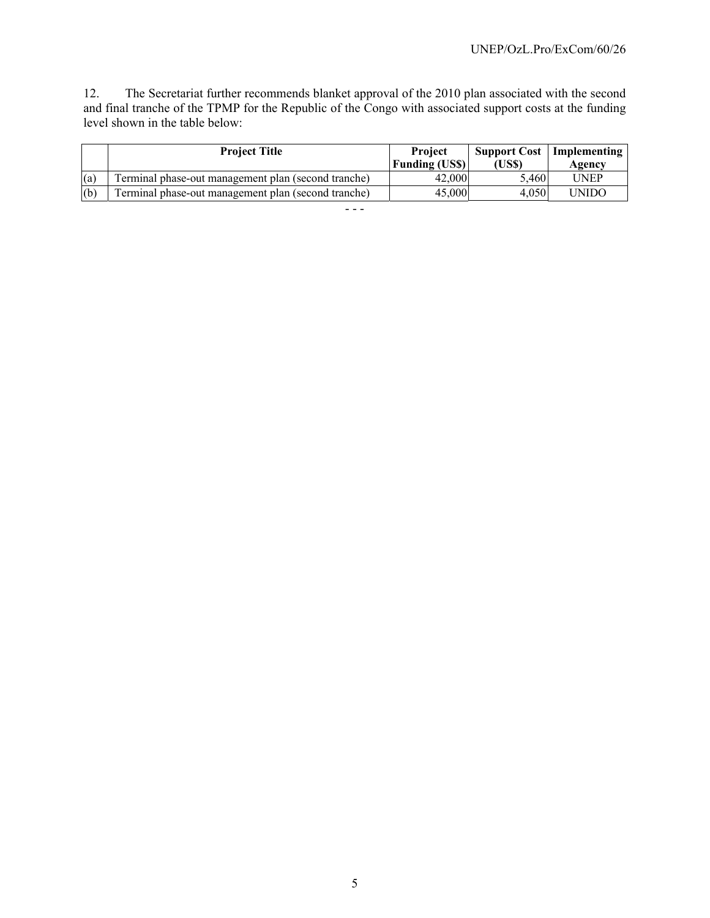12. The Secretariat further recommends blanket approval of the 2010 plan associated with the second and final tranche of the TPMP for the Republic of the Congo with associated support costs at the funding level shown in the table below:

| | Project Title | Project Funding (US$) | Support Cost (US$) | Implementing Agency |
|---|---|---|---|---|
| (a) | Terminal phase-out management plan (second tranche) | 42,000 | 5,460 | UNEP |
| (b) | Terminal phase-out management plan (second tranche) | 45,000 | 4,050 | UNIDO |

- - -